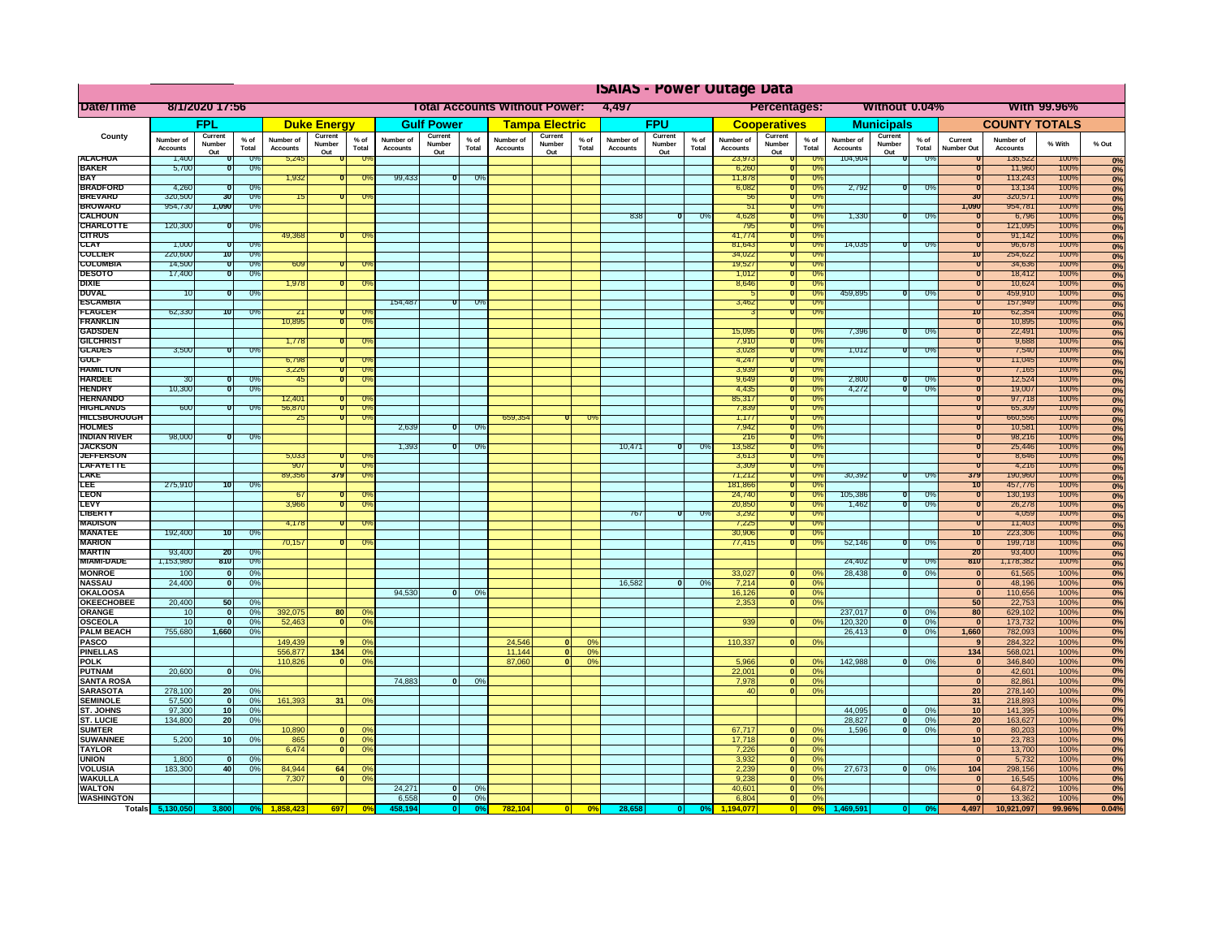# ISAIAS - Power Outage Data

**Date/Time:** 8/1/2020 17:56 | **Total Accounts Without Power:** 4,497 | **Percentages:** Without 0.04% | With 99.96%

| County | FPL | | | Duke Energy | | | Gulf Power | | | Tampa Electric | | | FPU | | | Cooperatives | | | Municipals | | | COUNTY TOTALS | | | |
|---|---|---|---|---|---|---|---|---|---|---|---|---|---|---|---|---|---|---|---|---|---|---|---|---|---|
| | Number of Accounts | Current Number Out | % of Total | Number of Accounts | Current Number Out | % of Total | Number of Accounts | Current Number Out | % of Total | Number of Accounts | Current Number Out | % of Total | Number of Accounts | Current Number Out | % of Total | Number of Accounts | Current Number Out | % of Total | Number of Accounts | Current Number Out | % of Total | Current Number Out | Number of Accounts | % With | % Out |
| ALACHUA | 1,400 | 0 | 0% | 5,245 | 0 | 0% | | | | | | | | | | 23,973 | 0 | 0% | 104,904 | 0 | 0% | 0 | 135,522 | 100% | 0% |
| BAKER | 5,700 | 0 | 0% | | | | | | | | | | | | | 6,260 | 0 | 0% | | | | 0 | 11,960 | 100% | 0% |
| BAY | | | | 1,932 | 0 | 0% | 99,433 | 0 | 0% | | | | | | | 11,878 | 0 | 0% | | | | 0 | 113,243 | 100% | 0% |
| BRADFORD | 4,260 | 0 | 0% | | | | | | | | | | | | | 6,082 | 0 | 0% | 2,792 | 0 | 0% | 0 | 13,134 | 100% | 0% |
| BREVARD | 320,500 | 30 | 0% | 15 | 0 | 0% | | | | | | | | | | 56 | 0 | 0% | | | | 30 | 320,571 | 100% | 0% |
| BROWARD | 954,730 | 1,090 | 0% | | | | | | | | | | | | | 51 | 0 | 0% | | | | 1,090 | 954,781 | 100% | 0% |
| CALHOUN | | | | | | | | | | | | | 838 | 0 | 0% | 4,628 | 0 | 0% | 1,330 | 0 | 0% | 0 | 6,796 | 100% | 0% |
| CHARLOTTE | 120,300 | 0 | 0% | | | | | | | | | | | | | 795 | 0 | 0% | | | | 0 | 121,095 | 100% | 0% |
| CITRUS | | | | 49,368 | 0 | 0% | | | | | | | | | | 41,774 | 0 | 0% | | | | 0 | 91,142 | 100% | 0% |
| CLAY | 1,000 | 0 | 0% | | | | | | | | | | | | | 81,643 | 0 | 0% | 14,035 | 0 | 0% | 0 | 96,678 | 100% | 0% |
| COLLIER | 220,600 | 10 | 0% | | | | | | | | | | | | | 34,022 | 0 | 0% | | | | 10 | 254,622 | 100% | 0% |
| COLUMBIA | 14,500 | 0 | 0% | 609 | 0 | 0% | | | | | | | | | | 19,527 | 0 | 0% | | | | 0 | 34,636 | 100% | 0% |
| DESOTO | 17,400 | 0 | 0% | | | | | | | | | | | | | 1,012 | 0 | 0% | | | | 0 | 18,412 | 100% | 0% |
| DIXIE | | | | 1,978 | 0 | 0% | | | | | | | | | | 8,646 | 0 | 0% | | | | 0 | 10,624 | 100% | 0% |
| DUVAL | 10 | 0 | 0% | | | | | | | | | | | | | 5 | 0 | 0% | 459,895 | 0 | 0% | 0 | 459,910 | 100% | 0% |
| ESCAMBIA | | | | | | | 154,487 | 0 | 0% | | | | | | | 3,462 | 0 | 0% | | | | 0 | 157,949 | 100% | 0% |
| FLAGLER | 62,330 | 10 | 0% | 21 | 0 | 0% | | | | | | | | | | 3 | 0 | 0% | | | | 10 | 62,354 | 100% | 0% |
| FRANKLIN | | | | 10,895 | 0 | 0% | | | | | | | | | | | | | | | | 0 | 10,895 | 100% | 0% |
| GADSDEN | | | | | | | | | | | | | | | | 15,095 | 0 | 0% | 7,396 | 0 | 0% | 0 | 22,491 | 100% | 0% |
| GILCHRIST | | | | 1,778 | 0 | 0% | | | | | | | | | | 7,910 | 0 | 0% | | | | 0 | 9,688 | 100% | 0% |
| GLADES | 3,500 | 0 | 0% | | | | | | | | | | | | | 3,028 | 0 | 0% | 1,012 | 0 | 0% | 0 | 7,540 | 100% | 0% |
| GULF | | | | 6,798 | 0 | 0% | | | | | | | | | | 4,247 | 0 | 0% | | | | 0 | 11,045 | 100% | 0% |
| HAMILTON | | | | 3,226 | 0 | 0% | | | | | | | | | | 3,939 | 0 | 0% | | | | 0 | 7,165 | 100% | 0% |
| HARDEE | 30 | 0 | 0% | 45 | 0 | 0% | | | | | | | | | | 9,649 | 0 | 0% | 2,800 | 0 | 0% | 0 | 12,524 | 100% | 0% |
| HENDRY | 10,300 | 0 | 0% | | | | | | | | | | | | | 4,435 | 0 | 0% | 4,272 | 0 | 0% | 0 | 19,007 | 100% | 0% |
| HERNANDO | | | | 12,401 | 0 | 0% | | | | | | | | | | 85,317 | 0 | 0% | | | | 0 | 97,718 | 100% | 0% |
| HIGHLANDS | 600 | 0 | 0% | 56,870 | 0 | 0% | | | | | | | | | | 7,839 | 0 | 0% | | | | 0 | 65,309 | 100% | 0% |
| HILLSBOROUGH | | | | 25 | 0 | 0% | | | | 659,354 | 0 | 0% | | | | 1,177 | 0 | 0% | | | | 0 | 660,556 | 100% | 0% |
| HOLMES | | | | | | | 2,639 | 0 | 0% | | | | | | | 7,942 | 0 | 0% | | | | 0 | 10,581 | 100% | 0% |
| INDIAN RIVER | 98,000 | 0 | 0% | | | | | | | | | | | | | 216 | 0 | 0% | | | | 0 | 98,216 | 100% | 0% |
| JACKSON | | | | | | | 1,393 | 0 | 0% | | | | 10,471 | 0 | 0% | 13,582 | 0 | 0% | | | | 0 | 25,446 | 100% | 0% |
| JEFFERSON | | | | 5,033 | 0 | 0% | | | | | | | | | | 3,613 | 0 | 0% | | | | 0 | 8,646 | 100% | 0% |
| LAFAYETTE | | | | 907 | 0 | 0% | | | | | | | | | | 3,309 | 0 | 0% | | | | 0 | 4,216 | 100% | 0% |
| LAKE | | | | 89,356 | 379 | 0% | | | | | | | | | | 71,212 | 0 | 0% | 30,392 | 0 | 0% | 379 | 190,960 | 100% | 0% |
| LEE | 275,910 | 10 | 0% | | | | | | | | | | | | | 181,866 | 0 | 0% | | | | 10 | 457,776 | 100% | 0% |
| LEON | | | | 67 | 0 | 0% | | | | | | | | | | 24,740 | 0 | 0% | 105,386 | 0 | 0% | 0 | 130,193 | 100% | 0% |
| LEVY | | | | 3,966 | 0 | 0% | | | | | | | | | | 20,850 | 0 | 0% | 1,462 | 0 | 0% | 0 | 26,278 | 100% | 0% |
| LIBERTY | | | | | | | | | | | | | 767 | 0 | 0% | 3,292 | 0 | 0% | | | | 0 | 4,059 | 100% | 0% |
| MADISON | | | | 4,178 | 0 | 0% | | | | | | | | | | 7,225 | 0 | 0% | | | | 0 | 11,403 | 100% | 0% |
| MANATEE | 192,400 | 10 | 0% | | | | | | | | | | | | | 30,906 | 0 | 0% | | | | 10 | 223,306 | 100% | 0% |
| MARION | | | | 70,157 | 0 | 0% | | | | | | | | | | 77,415 | 0 | 0% | 52,146 | 0 | 0% | 0 | 199,718 | 100% | 0% |
| MARTIN | 93,400 | 20 | 0% | | | | | | | | | | | | | | | | | | | 20 | 93,400 | 100% | 0% |
| MIAMI-DADE | 1,153,980 | 810 | 0% | | | | | | | | | | | | | | | | 24,402 | 0 | 0% | 810 | 1,178,382 | 100% | 0% |
| MONROE | 100 | 0 | 0% | | | | | | | | | | | | | 33,027 | 0 | 0% | 28,438 | 0 | 0% | 0 | 61,565 | 100% | 0% |
| NASSAU | 24,400 | 0 | 0% | | | | | | | | | | 16,582 | 0 | 0% | 7,214 | 0 | 0% | | | | 0 | 48,196 | 100% | 0% |
| OKALOOSA | | | | | | | 94,530 | 0 | 0% | | | | | | | 16,126 | 0 | 0% | | | | 0 | 110,656 | 100% | 0% |
| OKEECHOBEE | 20,400 | 50 | 0% | | | | | | | | | | | | | 2,353 | 0 | 0% | | | | 50 | 22,753 | 100% | 0% |
| ORANGE | 10 | 0 | 0% | 392,075 | 80 | 0% | | | | | | | | | | | | | 237,017 | 0 | 0% | 80 | 629,102 | 100% | 0% |
| OSCEOLA | 10 | 0 | 0% | 52,463 | 0 | 0% | | | | | | | | | | 939 | 0 | 0% | 120,320 | 0 | 0% | 0 | 173,732 | 100% | 0% |
| PALM BEACH | 755,680 | 1,660 | 0% | | | | | | | | | | | | | | | | 26,413 | 0 | 0% | 1,660 | 782,093 | 100% | 0% |
| PASCO | | | | 149,439 | 9 | 0% | | | | 24,546 | 0 | 0% | | | | 110,337 | 0 | 0% | | | | 9 | 284,322 | 100% | 0% |
| PINELLAS | | | | 556,877 | 134 | 0% | | | | 11,144 | 0 | 0% | | | | | | | | | | 134 | 568,021 | 100% | 0% |
| POLK | | | | 110,826 | 0 | 0% | | | | 87,060 | 0 | 0% | | | | 5,966 | 0 | 0% | 142,988 | 0 | 0% | 0 | 346,840 | 100% | 0% |
| PUTNAM | 20,600 | 0 | 0% | | | | | | | | | | | | | 22,001 | 0 | 0% | | | | 0 | 42,601 | 100% | 0% |
| SANTA ROSA | | | | | | | 74,883 | 0 | 0% | | | | | | | 7,978 | 0 | 0% | | | | 0 | 82,861 | 100% | 0% |
| SARASOTA | 278,100 | 20 | 0% | | | | | | | | | | | | | 40 | 0 | 0% | | | | 20 | 278,140 | 100% | 0% |
| SEMINOLE | 57,500 | 0 | 0% | 161,393 | 31 | 0% | | | | | | | | | | | | | | | | 31 | 218,893 | 100% | 0% |
| ST. JOHNS | 97,300 | 10 | 0% | | | | | | | | | | | | | | | | 44,095 | 0 | 0% | 10 | 141,395 | 100% | 0% |
| ST. LUCIE | 134,800 | 20 | 0% | | | | | | | | | | | | | | | | 28,827 | 0 | 0% | 20 | 163,627 | 100% | 0% |
| SUMTER | | | | 10,890 | 0 | 0% | | | | | | | | | | 67,717 | 0 | 0% | 1,596 | 0 | 0% | 0 | 80,203 | 100% | 0% |
| SUWANNEE | 5,200 | 10 | 0% | 865 | 0 | 0% | | | | | | | | | | 17,718 | 0 | 0% | | | | 10 | 23,783 | 100% | 0% |
| TAYLOR | | | | 6,474 | 0 | 0% | | | | | | | | | | 7,226 | 0 | 0% | | | | 0 | 13,700 | 100% | 0% |
| UNION | 1,800 | 0 | 0% | | | | | | | | | | | | | 3,932 | 0 | 0% | | | | 0 | 5,732 | 100% | 0% |
| VOLUSIA | 183,300 | 40 | 0% | 84,944 | 64 | 0% | | | | | | | | | | 2,239 | 0 | 0% | 27,673 | 0 | 0% | 104 | 298,156 | 100% | 0% |
| WAKULLA | | | | 7,307 | 0 | 0% | | | | | | | | | | 9,238 | 0 | 0% | | | | 0 | 16,545 | 100% | 0% |
| WALTON | | | | | | | 24,271 | 0 | 0% | | | | | | | 40,601 | 0 | 0% | | | | 0 | 64,872 | 100% | 0% |
| WASHINGTON | | | | | | | 6,558 | 0 | 0% | | | | | | | 6,804 | 0 | 0% | | | | 0 | 13,362 | 100% | 0% |
| **Totals** | 5,130,050 | 3,800 | 0% | 1,858,423 | 697 | 0% | 458,194 | 0 | 0% | 782,104 | 0 | 0% | 28,658 | 0 | 0% | 1,194,077 | 0 | 0% | 1,469,591 | 0 | 0% | 4,497 | 10,921,097 | 99.96% | 0.04% |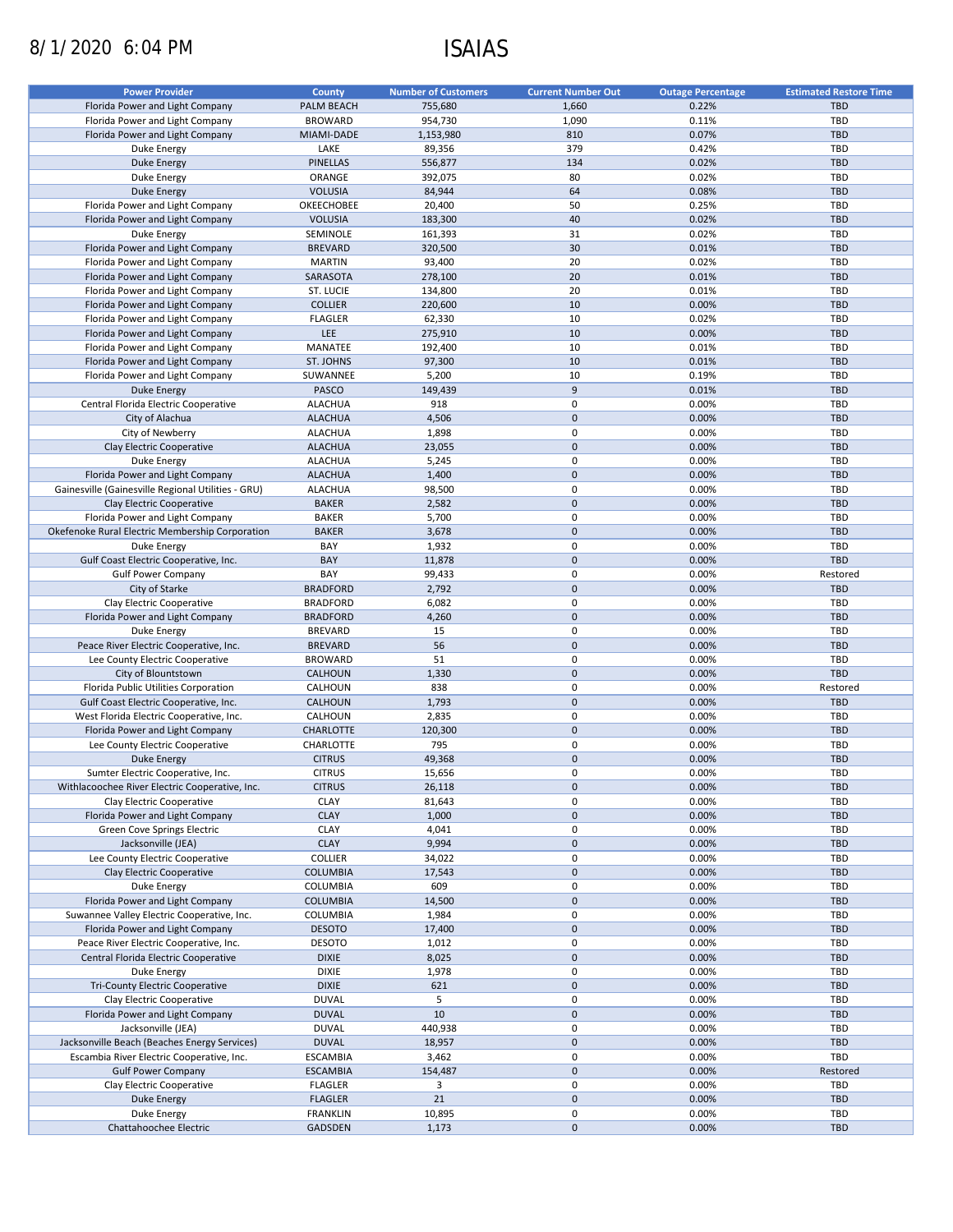8/1/2020 6:04 PM

# ISAIAS

| Power Provider | County | Number of Customers | Current Number Out | Outage Percentage | Estimated Restore Time |
|---|---|---|---|---|---|
| Florida Power and Light Company | PALM BEACH | 755,680 | 1,660 | 0.22% | TBD |
| Florida Power and Light Company | BROWARD | 954,730 | 1,090 | 0.11% | TBD |
| Florida Power and Light Company | MIAMI-DADE | 1,153,980 | 810 | 0.07% | TBD |
| Duke Energy | LAKE | 89,356 | 379 | 0.42% | TBD |
| Duke Energy | PINELLAS | 556,877 | 134 | 0.02% | TBD |
| Duke Energy | ORANGE | 392,075 | 80 | 0.02% | TBD |
| Duke Energy | VOLUSIA | 84,944 | 64 | 0.08% | TBD |
| Florida Power and Light Company | OKEECHOBEE | 20,400 | 50 | 0.25% | TBD |
| Florida Power and Light Company | VOLUSIA | 183,300 | 40 | 0.02% | TBD |
| Duke Energy | SEMINOLE | 161,393 | 31 | 0.02% | TBD |
| Florida Power and Light Company | BREVARD | 320,500 | 30 | 0.01% | TBD |
| Florida Power and Light Company | MARTIN | 93,400 | 20 | 0.02% | TBD |
| Florida Power and Light Company | SARASOTA | 278,100 | 20 | 0.01% | TBD |
| Florida Power and Light Company | ST. LUCIE | 134,800 | 20 | 0.01% | TBD |
| Florida Power and Light Company | COLLIER | 220,600 | 10 | 0.00% | TBD |
| Florida Power and Light Company | FLAGLER | 62,330 | 10 | 0.02% | TBD |
| Florida Power and Light Company | LEE | 275,910 | 10 | 0.00% | TBD |
| Florida Power and Light Company | MANATEE | 192,400 | 10 | 0.01% | TBD |
| Florida Power and Light Company | ST. JOHNS | 97,300 | 10 | 0.01% | TBD |
| Florida Power and Light Company | SUWANNEE | 5,200 | 10 | 0.19% | TBD |
| Duke Energy | PASCO | 149,439 | 9 | 0.01% | TBD |
| Central Florida Electric Cooperative | ALACHUA | 918 | 0 | 0.00% | TBD |
| City of Alachua | ALACHUA | 4,506 | 0 | 0.00% | TBD |
| City of Newberry | ALACHUA | 1,898 | 0 | 0.00% | TBD |
| Clay Electric Cooperative | ALACHUA | 23,055 | 0 | 0.00% | TBD |
| Duke Energy | ALACHUA | 5,245 | 0 | 0.00% | TBD |
| Florida Power and Light Company | ALACHUA | 1,400 | 0 | 0.00% | TBD |
| Gainesville (Gainesville Regional Utilities - GRU) | ALACHUA | 98,500 | 0 | 0.00% | TBD |
| Clay Electric Cooperative | BAKER | 2,582 | 0 | 0.00% | TBD |
| Florida Power and Light Company | BAKER | 5,700 | 0 | 0.00% | TBD |
| Okefenoke Rural Electric Membership Corporation | BAKER | 3,678 | 0 | 0.00% | TBD |
| Duke Energy | BAY | 1,932 | 0 | 0.00% | TBD |
| Gulf Coast Electric Cooperative, Inc. | BAY | 11,878 | 0 | 0.00% | TBD |
| Gulf Power Company | BAY | 99,433 | 0 | 0.00% | Restored |
| City of Starke | BRADFORD | 2,792 | 0 | 0.00% | TBD |
| Clay Electric Cooperative | BRADFORD | 6,082 | 0 | 0.00% | TBD |
| Florida Power and Light Company | BRADFORD | 4,260 | 0 | 0.00% | TBD |
| Duke Energy | BREVARD | 15 | 0 | 0.00% | TBD |
| Peace River Electric Cooperative, Inc. | BREVARD | 56 | 0 | 0.00% | TBD |
| Lee County Electric Cooperative | BROWARD | 51 | 0 | 0.00% | TBD |
| City of Blountstown | CALHOUN | 1,330 | 0 | 0.00% | TBD |
| Florida Public Utilities Corporation | CALHOUN | 838 | 0 | 0.00% | Restored |
| Gulf Coast Electric Cooperative, Inc. | CALHOUN | 1,793 | 0 | 0.00% | TBD |
| West Florida Electric Cooperative, Inc. | CALHOUN | 2,835 | 0 | 0.00% | TBD |
| Florida Power and Light Company | CHARLOTTE | 120,300 | 0 | 0.00% | TBD |
| Lee County Electric Cooperative | CHARLOTTE | 795 | 0 | 0.00% | TBD |
| Duke Energy | CITRUS | 49,368 | 0 | 0.00% | TBD |
| Sumter Electric Cooperative, Inc. | CITRUS | 15,656 | 0 | 0.00% | TBD |
| Withlacoochee River Electric Cooperative, Inc. | CITRUS | 26,118 | 0 | 0.00% | TBD |
| Clay Electric Cooperative | CLAY | 81,643 | 0 | 0.00% | TBD |
| Florida Power and Light Company | CLAY | 1,000 | 0 | 0.00% | TBD |
| Green Cove Springs Electric | CLAY | 4,041 | 0 | 0.00% | TBD |
| Jacksonville (JEA) | CLAY | 9,994 | 0 | 0.00% | TBD |
| Lee County Electric Cooperative | COLLIER | 34,022 | 0 | 0.00% | TBD |
| Clay Electric Cooperative | COLUMBIA | 17,543 | 0 | 0.00% | TBD |
| Duke Energy | COLUMBIA | 609 | 0 | 0.00% | TBD |
| Florida Power and Light Company | COLUMBIA | 14,500 | 0 | 0.00% | TBD |
| Suwannee Valley Electric Cooperative, Inc. | COLUMBIA | 1,984 | 0 | 0.00% | TBD |
| Florida Power and Light Company | DESOTO | 17,400 | 0 | 0.00% | TBD |
| Peace River Electric Cooperative, Inc. | DESOTO | 1,012 | 0 | 0.00% | TBD |
| Central Florida Electric Cooperative | DIXIE | 8,025 | 0 | 0.00% | TBD |
| Duke Energy | DIXIE | 1,978 | 0 | 0.00% | TBD |
| Tri-County Electric Cooperative | DIXIE | 621 | 0 | 0.00% | TBD |
| Clay Electric Cooperative | DUVAL | 5 | 0 | 0.00% | TBD |
| Florida Power and Light Company | DUVAL | 10 | 0 | 0.00% | TBD |
| Jacksonville (JEA) | DUVAL | 440,938 | 0 | 0.00% | TBD |
| Jacksonville Beach (Beaches Energy Services) | DUVAL | 18,957 | 0 | 0.00% | TBD |
| Escambia River Electric Cooperative, Inc. | ESCAMBIA | 3,462 | 0 | 0.00% | TBD |
| Gulf Power Company | ESCAMBIA | 154,487 | 0 | 0.00% | Restored |
| Clay Electric Cooperative | FLAGLER | 3 | 0 | 0.00% | TBD |
| Duke Energy | FLAGLER | 21 | 0 | 0.00% | TBD |
| Duke Energy | FRANKLIN | 10,895 | 0 | 0.00% | TBD |
| Chattahoochee Electric | GADSDEN | 1,173 | 0 | 0.00% | TBD |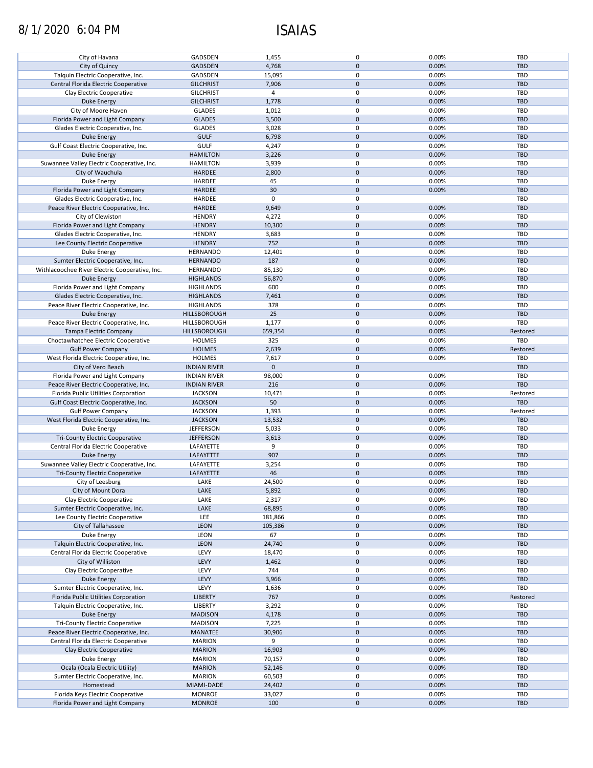8/1/2020 6:04 PM

# ISAIAS

| | | | | | |
|---|---|---|---|---|---|
| City of Havana | GADSDEN | 1,455 | 0 | 0.00% | TBD |
| City of Quincy | GADSDEN | 4,768 | 0 | 0.00% | TBD |
| Talquin Electric Cooperative, Inc. | GADSDEN | 15,095 | 0 | 0.00% | TBD |
| Central Florida Electric Cooperative | GILCHRIST | 7,906 | 0 | 0.00% | TBD |
| Clay Electric Cooperative | GILCHRIST | 4 | 0 | 0.00% | TBD |
| Duke Energy | GILCHRIST | 1,778 | 0 | 0.00% | TBD |
| City of Moore Haven | GLADES | 1,012 | 0 | 0.00% | TBD |
| Florida Power and Light Company | GLADES | 3,500 | 0 | 0.00% | TBD |
| Glades Electric Cooperative, Inc. | GLADES | 3,028 | 0 | 0.00% | TBD |
| Duke Energy | GULF | 6,798 | 0 | 0.00% | TBD |
| Gulf Coast Electric Cooperative, Inc. | GULF | 4,247 | 0 | 0.00% | TBD |
| Duke Energy | HAMILTON | 3,226 | 0 | 0.00% | TBD |
| Suwannee Valley Electric Cooperative, Inc. | HAMILTON | 3,939 | 0 | 0.00% | TBD |
| City of Wauchula | HARDEE | 2,800 | 0 | 0.00% | TBD |
| Duke Energy | HARDEE | 45 | 0 | 0.00% | TBD |
| Florida Power and Light Company | HARDEE | 30 | 0 | 0.00% | TBD |
| Glades Electric Cooperative, Inc. | HARDEE | 0 | 0 | | TBD |
| Peace River Electric Cooperative, Inc. | HARDEE | 9,649 | 0 | 0.00% | TBD |
| City of Clewiston | HENDRY | 4,272 | 0 | 0.00% | TBD |
| Florida Power and Light Company | HENDRY | 10,300 | 0 | 0.00% | TBD |
| Glades Electric Cooperative, Inc. | HENDRY | 3,683 | 0 | 0.00% | TBD |
| Lee County Electric Cooperative | HENDRY | 752 | 0 | 0.00% | TBD |
| Duke Energy | HERNANDO | 12,401 | 0 | 0.00% | TBD |
| Sumter Electric Cooperative, Inc. | HERNANDO | 187 | 0 | 0.00% | TBD |
| Withlacoochee River Electric Cooperative, Inc. | HERNANDO | 85,130 | 0 | 0.00% | TBD |
| Duke Energy | HIGHLANDS | 56,870 | 0 | 0.00% | TBD |
| Florida Power and Light Company | HIGHLANDS | 600 | 0 | 0.00% | TBD |
| Glades Electric Cooperative, Inc. | HIGHLANDS | 7,461 | 0 | 0.00% | TBD |
| Peace River Electric Cooperative, Inc. | HIGHLANDS | 378 | 0 | 0.00% | TBD |
| Duke Energy | HILLSBOROUGH | 25 | 0 | 0.00% | TBD |
| Peace River Electric Cooperative, Inc. | HILLSBOROUGH | 1,177 | 0 | 0.00% | TBD |
| Tampa Electric Company | HILLSBOROUGH | 659,354 | 0 | 0.00% | Restored |
| Choctawhatchee Electric Cooperative | HOLMES | 325 | 0 | 0.00% | TBD |
| Gulf Power Company | HOLMES | 2,639 | 0 | 0.00% | Restored |
| West Florida Electric Cooperative, Inc. | HOLMES | 7,617 | 0 | 0.00% | TBD |
| City of Vero Beach | INDIAN RIVER | 0 | 0 | | TBD |
| Florida Power and Light Company | INDIAN RIVER | 98,000 | 0 | 0.00% | TBD |
| Peace River Electric Cooperative, Inc. | INDIAN RIVER | 216 | 0 | 0.00% | TBD |
| Florida Public Utilities Corporation | JACKSON | 10,471 | 0 | 0.00% | Restored |
| Gulf Coast Electric Cooperative, Inc. | JACKSON | 50 | 0 | 0.00% | TBD |
| Gulf Power Company | JACKSON | 1,393 | 0 | 0.00% | Restored |
| West Florida Electric Cooperative, Inc. | JACKSON | 13,532 | 0 | 0.00% | TBD |
| Duke Energy | JEFFERSON | 5,033 | 0 | 0.00% | TBD |
| Tri-County Electric Cooperative | JEFFERSON | 3,613 | 0 | 0.00% | TBD |
| Central Florida Electric Cooperative | LAFAYETTE | 9 | 0 | 0.00% | TBD |
| Duke Energy | LAFAYETTE | 907 | 0 | 0.00% | TBD |
| Suwannee Valley Electric Cooperative, Inc. | LAFAYETTE | 3,254 | 0 | 0.00% | TBD |
| Tri-County Electric Cooperative | LAFAYETTE | 46 | 0 | 0.00% | TBD |
| City of Leesburg | LAKE | 24,500 | 0 | 0.00% | TBD |
| City of Mount Dora | LAKE | 5,892 | 0 | 0.00% | TBD |
| Clay Electric Cooperative | LAKE | 2,317 | 0 | 0.00% | TBD |
| Sumter Electric Cooperative, Inc. | LAKE | 68,895 | 0 | 0.00% | TBD |
| Lee County Electric Cooperative | LEE | 181,866 | 0 | 0.00% | TBD |
| City of Tallahassee | LEON | 105,386 | 0 | 0.00% | TBD |
| Duke Energy | LEON | 67 | 0 | 0.00% | TBD |
| Talquin Electric Cooperative, Inc. | LEON | 24,740 | 0 | 0.00% | TBD |
| Central Florida Electric Cooperative | LEVY | 18,470 | 0 | 0.00% | TBD |
| City of Williston | LEVY | 1,462 | 0 | 0.00% | TBD |
| Clay Electric Cooperative | LEVY | 744 | 0 | 0.00% | TBD |
| Duke Energy | LEVY | 3,966 | 0 | 0.00% | TBD |
| Sumter Electric Cooperative, Inc. | LEVY | 1,636 | 0 | 0.00% | TBD |
| Florida Public Utilities Corporation | LIBERTY | 767 | 0 | 0.00% | Restored |
| Talquin Electric Cooperative, Inc. | LIBERTY | 3,292 | 0 | 0.00% | TBD |
| Duke Energy | MADISON | 4,178 | 0 | 0.00% | TBD |
| Tri-County Electric Cooperative | MADISON | 7,225 | 0 | 0.00% | TBD |
| Peace River Electric Cooperative, Inc. | MANATEE | 30,906 | 0 | 0.00% | TBD |
| Central Florida Electric Cooperative | MARION | 9 | 0 | 0.00% | TBD |
| Clay Electric Cooperative | MARION | 16,903 | 0 | 0.00% | TBD |
| Duke Energy | MARION | 70,157 | 0 | 0.00% | TBD |
| Ocala (Ocala Electric Utility) | MARION | 52,146 | 0 | 0.00% | TBD |
| Sumter Electric Cooperative, Inc. | MARION | 60,503 | 0 | 0.00% | TBD |
| Homestead | MIAMI-DADE | 24,402 | 0 | 0.00% | TBD |
| Florida Keys Electric Cooperative | MONROE | 33,027 | 0 | 0.00% | TBD |
| Florida Power and Light Company | MONROE | 100 | 0 | 0.00% | TBD |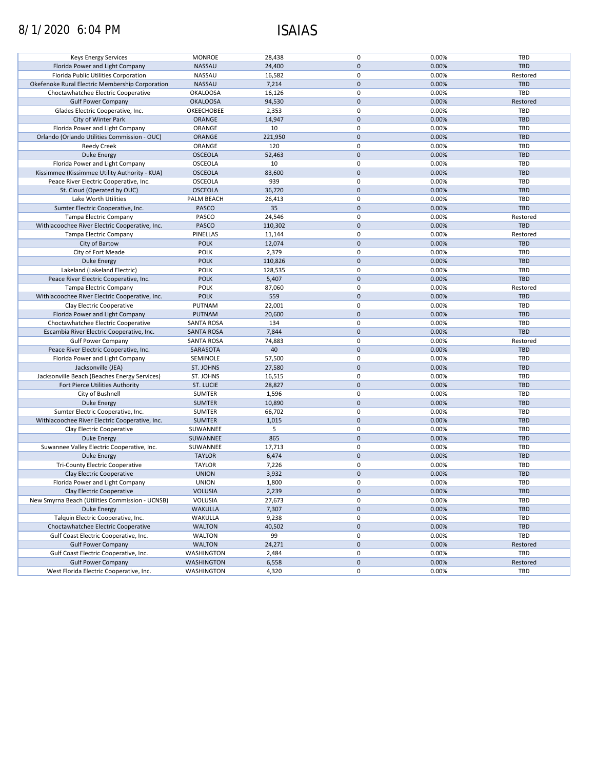8/1/2020 6:04 PM

# ISAIAS

| | | | | | |
|---|---|---|---|---|---|
| Keys Energy Services | MONROE | 28,438 | 0 | 0.00% | TBD |
| Florida Power and Light Company | NASSAU | 24,400 | 0 | 0.00% | TBD |
| Florida Public Utilities Corporation | NASSAU | 16,582 | 0 | 0.00% | Restored |
| Okefenoke Rural Electric Membership Corporation | NASSAU | 7,214 | 0 | 0.00% | TBD |
| Choctawhatchee Electric Cooperative | OKALOOSA | 16,126 | 0 | 0.00% | TBD |
| Gulf Power Company | OKALOOSA | 94,530 | 0 | 0.00% | Restored |
| Glades Electric Cooperative, Inc. | OKEECHOBEE | 2,353 | 0 | 0.00% | TBD |
| City of Winter Park | ORANGE | 14,947 | 0 | 0.00% | TBD |
| Florida Power and Light Company | ORANGE | 10 | 0 | 0.00% | TBD |
| Orlando (Orlando Utilities Commission - OUC) | ORANGE | 221,950 | 0 | 0.00% | TBD |
| Reedy Creek | ORANGE | 120 | 0 | 0.00% | TBD |
| Duke Energy | OSCEOLA | 52,463 | 0 | 0.00% | TBD |
| Florida Power and Light Company | OSCEOLA | 10 | 0 | 0.00% | TBD |
| Kissimmee (Kissimmee Utility Authority - KUA) | OSCEOLA | 83,600 | 0 | 0.00% | TBD |
| Peace River Electric Cooperative, Inc. | OSCEOLA | 939 | 0 | 0.00% | TBD |
| St. Cloud (Operated by OUC) | OSCEOLA | 36,720 | 0 | 0.00% | TBD |
| Lake Worth Utilities | PALM BEACH | 26,413 | 0 | 0.00% | TBD |
| Sumter Electric Cooperative, Inc. | PASCO | 35 | 0 | 0.00% | TBD |
| Tampa Electric Company | PASCO | 24,546 | 0 | 0.00% | Restored |
| Withlacoochee River Electric Cooperative, Inc. | PASCO | 110,302 | 0 | 0.00% | TBD |
| Tampa Electric Company | PINELLAS | 11,144 | 0 | 0.00% | Restored |
| City of Bartow | POLK | 12,074 | 0 | 0.00% | TBD |
| City of Fort Meade | POLK | 2,379 | 0 | 0.00% | TBD |
| Duke Energy | POLK | 110,826 | 0 | 0.00% | TBD |
| Lakeland (Lakeland Electric) | POLK | 128,535 | 0 | 0.00% | TBD |
| Peace River Electric Cooperative, Inc. | POLK | 5,407 | 0 | 0.00% | TBD |
| Tampa Electric Company | POLK | 87,060 | 0 | 0.00% | Restored |
| Withlacoochee River Electric Cooperative, Inc. | POLK | 559 | 0 | 0.00% | TBD |
| Clay Electric Cooperative | PUTNAM | 22,001 | 0 | 0.00% | TBD |
| Florida Power and Light Company | PUTNAM | 20,600 | 0 | 0.00% | TBD |
| Choctawhatchee Electric Cooperative | SANTA ROSA | 134 | 0 | 0.00% | TBD |
| Escambia River Electric Cooperative, Inc. | SANTA ROSA | 7,844 | 0 | 0.00% | TBD |
| Gulf Power Company | SANTA ROSA | 74,883 | 0 | 0.00% | Restored |
| Peace River Electric Cooperative, Inc. | SARASOTA | 40 | 0 | 0.00% | TBD |
| Florida Power and Light Company | SEMINOLE | 57,500 | 0 | 0.00% | TBD |
| Jacksonville (JEA) | ST. JOHNS | 27,580 | 0 | 0.00% | TBD |
| Jacksonville Beach (Beaches Energy Services) | ST. JOHNS | 16,515 | 0 | 0.00% | TBD |
| Fort Pierce Utilities Authority | ST. LUCIE | 28,827 | 0 | 0.00% | TBD |
| City of Bushnell | SUMTER | 1,596 | 0 | 0.00% | TBD |
| Duke Energy | SUMTER | 10,890 | 0 | 0.00% | TBD |
| Sumter Electric Cooperative, Inc. | SUMTER | 66,702 | 0 | 0.00% | TBD |
| Withlacoochee River Electric Cooperative, Inc. | SUMTER | 1,015 | 0 | 0.00% | TBD |
| Clay Electric Cooperative | SUWANNEE | 5 | 0 | 0.00% | TBD |
| Duke Energy | SUWANNEE | 865 | 0 | 0.00% | TBD |
| Suwannee Valley Electric Cooperative, Inc. | SUWANNEE | 17,713 | 0 | 0.00% | TBD |
| Duke Energy | TAYLOR | 6,474 | 0 | 0.00% | TBD |
| Tri-County Electric Cooperative | TAYLOR | 7,226 | 0 | 0.00% | TBD |
| Clay Electric Cooperative | UNION | 3,932 | 0 | 0.00% | TBD |
| Florida Power and Light Company | UNION | 1,800 | 0 | 0.00% | TBD |
| Clay Electric Cooperative | VOLUSIA | 2,239 | 0 | 0.00% | TBD |
| New Smyrna Beach (Utilities Commission - UCNSB) | VOLUSIA | 27,673 | 0 | 0.00% | TBD |
| Duke Energy | WAKULLA | 7,307 | 0 | 0.00% | TBD |
| Talquin Electric Cooperative, Inc. | WAKULLA | 9,238 | 0 | 0.00% | TBD |
| Choctawhatchee Electric Cooperative | WALTON | 40,502 | 0 | 0.00% | TBD |
| Gulf Coast Electric Cooperative, Inc. | WALTON | 99 | 0 | 0.00% | TBD |
| Gulf Power Company | WALTON | 24,271 | 0 | 0.00% | Restored |
| Gulf Coast Electric Cooperative, Inc. | WASHINGTON | 2,484 | 0 | 0.00% | TBD |
| Gulf Power Company | WASHINGTON | 6,558 | 0 | 0.00% | Restored |
| West Florida Electric Cooperative, Inc. | WASHINGTON | 4,320 | 0 | 0.00% | TBD |